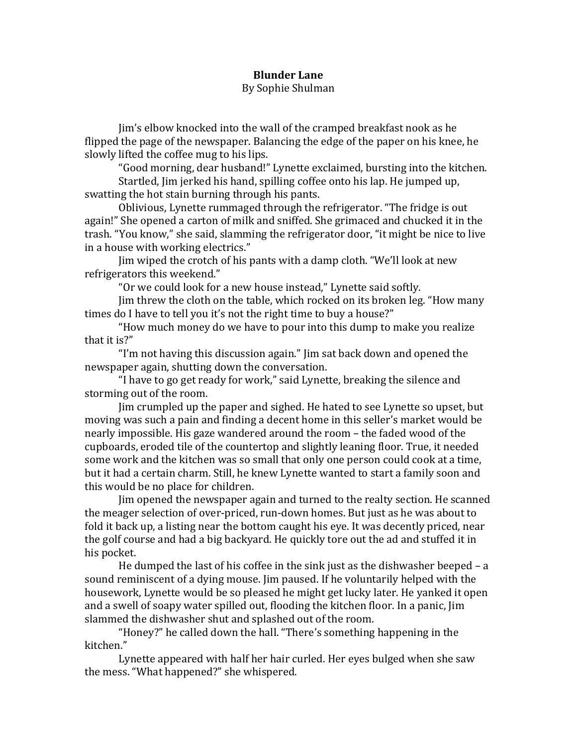**Blunder Lane**

By Sophie Shulman

Jim's elbow knocked into the wall of the cramped breakfast nook as he flipped the page of the newspaper. Balancing the edge of the paper on his knee, he slowly lifted the coffee mug to his lips.

"Good morning, dear husband!" Lynette exclaimed, bursting into the kitchen.

Startled, Jim jerked his hand, spilling coffee onto his lap. He jumped up, swatting the hot stain burning through his pants.

Oblivious, Lynette rummaged through the refrigerator. "The fridge is out again!" She opened a carton of milk and sniffed. She grimaced and chucked it in the trash. "You know," she said, slamming the refrigerator door, "it might be nice to live in a house with working electrics."

Jim wiped the crotch of his pants with a damp cloth. "We'll look at new refrigerators this weekend."

"Or we could look for a new house instead," Lynette said softly.

Jim threw the cloth on the table, which rocked on its broken leg. "How many times do I have to tell you it's not the right time to buy a house?"

"How much money do we have to pour into this dump to make you realize that it is?"

"I'm not having this discussion again." Jim sat back down and opened the newspaper again, shutting down the conversation.

"I have to go get ready for work," said Lynette, breaking the silence and storming out of the room.

Jim crumpled up the paper and sighed. He hated to see Lynette so upset, but moving was such a pain and finding a decent home in this seller's market would be nearly impossible. His gaze wandered around the room – the faded wood of the cupboards, eroded tile of the countertop and slightly leaning floor. True, it needed some work and the kitchen was so small that only one person could cook at a time, but it had a certain charm. Still, he knew Lynette wanted to start a family soon and this would be no place for children.

Jim opened the newspaper again and turned to the realty section. He scanned the meager selection of over-priced, run-down homes. But just as he was about to fold it back up, a listing near the bottom caught his eye. It was decently priced, near the golf course and had a big backyard. He quickly tore out the ad and stuffed it in his pocket.

He dumped the last of his coffee in the sink just as the dishwasher beeped – a sound reminiscent of a dying mouse. Jim paused. If he voluntarily helped with the housework, Lynette would be so pleased he might get lucky later. He yanked it open and a swell of soapy water spilled out, flooding the kitchen floor. In a panic, Jim slammed the dishwasher shut and splashed out of the room.

"Honey?" he called down the hall. "There's something happening in the kitchen."

Lynette appeared with half her hair curled. Her eyes bulged when she saw the mess. "What happened?" she whispered.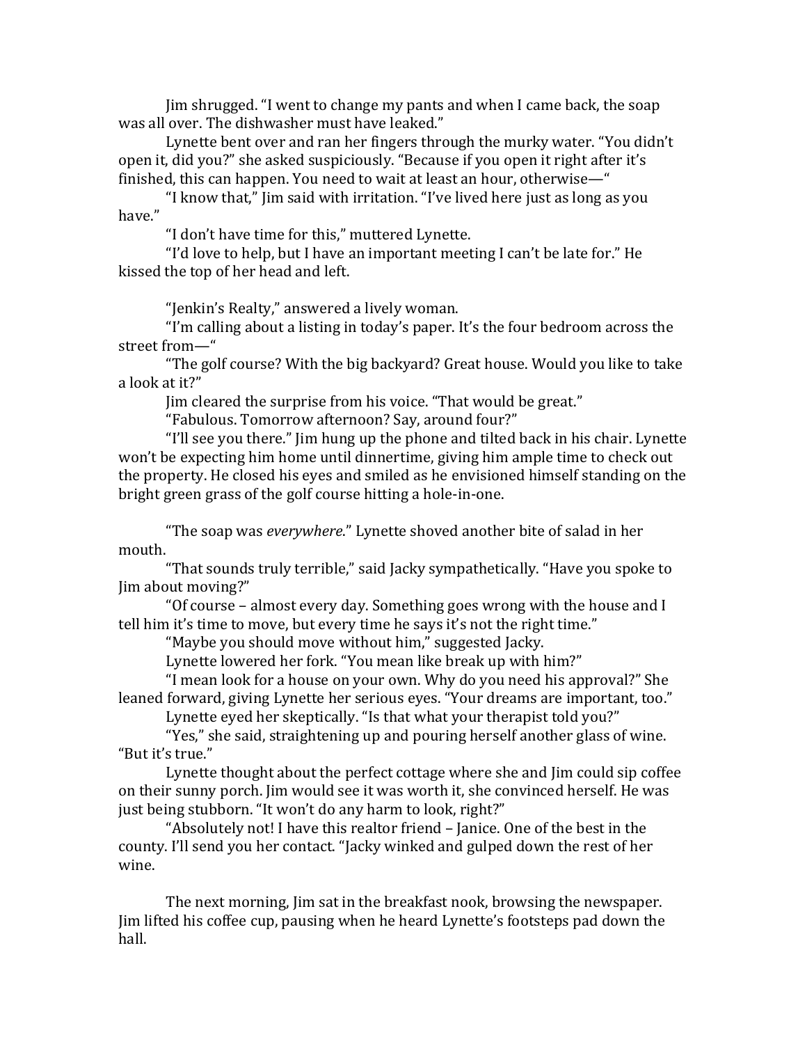Jim shrugged. "I went to change my pants and when I came back, the soap was all over. The dishwasher must have leaked."

Lynette bent over and ran her fingers through the murky water. "You didn't open it, did you?" she asked suspiciously. "Because if you open it right after it's finished, this can happen. You need to wait at least an hour, otherwise—"

"I know that," Jim said with irritation. "I've lived here just as long as you have."

"I don't have time for this," muttered Lynette.

"I'd love to help, but I have an important meeting I can't be late for." He kissed the top of her head and left.

"Jenkin's Realty," answered a lively woman.

"I'm calling about a listing in today's paper. It's the four bedroom across the street from—"

"The golf course? With the big backyard? Great house. Would you like to take a look at it?"

Jim cleared the surprise from his voice. "That would be great."

"Fabulous. Tomorrow afternoon? Say, around four?"

"I'll see you there." Jim hung up the phone and tilted back in his chair. Lynette won't be expecting him home until dinnertime, giving him ample time to check out the property. He closed his eyes and smiled as he envisioned himself standing on the bright green grass of the golf course hitting a hole-in-one.

"The soap was *everywhere*." Lynette shoved another bite of salad in her mouth.

"That sounds truly terrible," said Jacky sympathetically. "Have you spoke to Jim about moving?"

"Of course – almost every day. Something goes wrong with the house and I tell him it's time to move, but every time he says it's not the right time."

"Maybe you should move without him," suggested Jacky.

Lynette lowered her fork. "You mean like break up with him?"

"I mean look for a house on your own. Why do you need his approval?" She leaned forward, giving Lynette her serious eyes. "Your dreams are important, too."

Lynette eyed her skeptically. "Is that what your therapist told you?"

"Yes," she said, straightening up and pouring herself another glass of wine. "But it's true."

Lynette thought about the perfect cottage where she and Jim could sip coffee on their sunny porch. Jim would see it was worth it, she convinced herself. He was just being stubborn. "It won't do any harm to look, right?"

"Absolutely not! I have this realtor friend – Janice. One of the best in the county. I'll send you her contact. "Jacky winked and gulped down the rest of her wine.

The next morning, Jim sat in the breakfast nook, browsing the newspaper. Jim lifted his coffee cup, pausing when he heard Lynette's footsteps pad down the hall.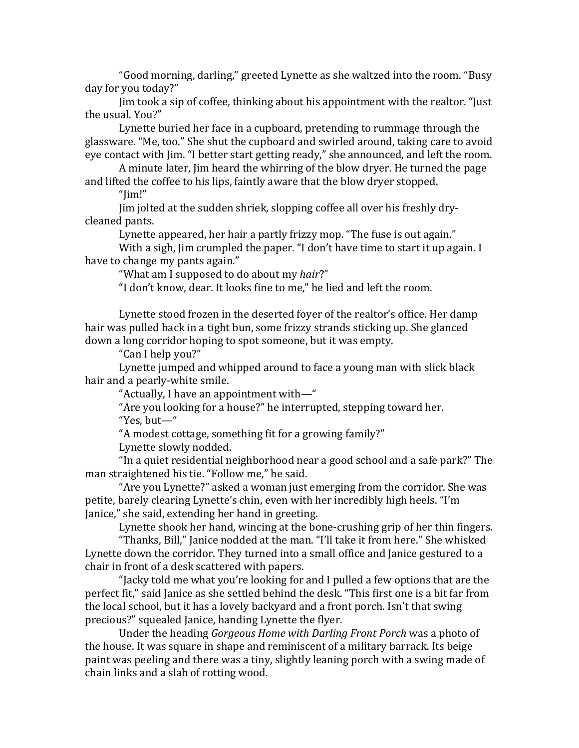"Good morning, darling," greeted Lynette as she waltzed into the room. "Busy day for you today?"

Jim took a sip of coffee, thinking about his appointment with the realtor. "Just the usual. You?"

Lynette buried her face in a cupboard, pretending to rummage through the glassware. "Me, too." She shut the cupboard and swirled around, taking care to avoid eye contact with Jim. "I better start getting ready," she announced, and left the room.

A minute later, Jim heard the whirring of the blow dryer. He turned the page and lifted the coffee to his lips, faintly aware that the blow dryer stopped.

"Jim!"

Jim jolted at the sudden shriek, slopping coffee all over his freshly dry-cleaned pants.

Lynette appeared, her hair a partly frizzy mop. "The fuse is out again."

With a sigh, Jim crumpled the paper. "I don't have time to start it up again. I have to change my pants again."

"What am I supposed to do about my *hair*?"

"I don't know, dear. It looks fine to me," he lied and left the room.

Lynette stood frozen in the deserted foyer of the realtor's office. Her damp hair was pulled back in a tight bun, some frizzy strands sticking up. She glanced down a long corridor hoping to spot someone, but it was empty.

"Can I help you?"

Lynette jumped and whipped around to face a young man with slick black hair and a pearly-white smile.

"Actually, I have an appointment with—"

"Are you looking for a house?" he interrupted, stepping toward her.

"Yes, but—"

"A modest cottage, something fit for a growing family?"

Lynette slowly nodded.

"In a quiet residential neighborhood near a good school and a safe park?" The man straightened his tie. "Follow me," he said.

"Are you Lynette?" asked a woman just emerging from the corridor. She was petite, barely clearing Lynette's chin, even with her incredibly high heels. "I'm Janice," she said, extending her hand in greeting.

Lynette shook her hand, wincing at the bone-crushing grip of her thin fingers.

"Thanks, Bill," Janice nodded at the man. "I'll take it from here." She whisked Lynette down the corridor. They turned into a small office and Janice gestured to a chair in front of a desk scattered with papers.

"Jacky told me what you're looking for and I pulled a few options that are the perfect fit," said Janice as she settled behind the desk. "This first one is a bit far from the local school, but it has a lovely backyard and a front porch. Isn't that swing precious?" squealed Janice, handing Lynette the flyer.

Under the heading *Gorgeous Home with Darling Front Porch* was a photo of the house. It was square in shape and reminiscent of a military barrack. Its beige paint was peeling and there was a tiny, slightly leaning porch with a swing made of chain links and a slab of rotting wood.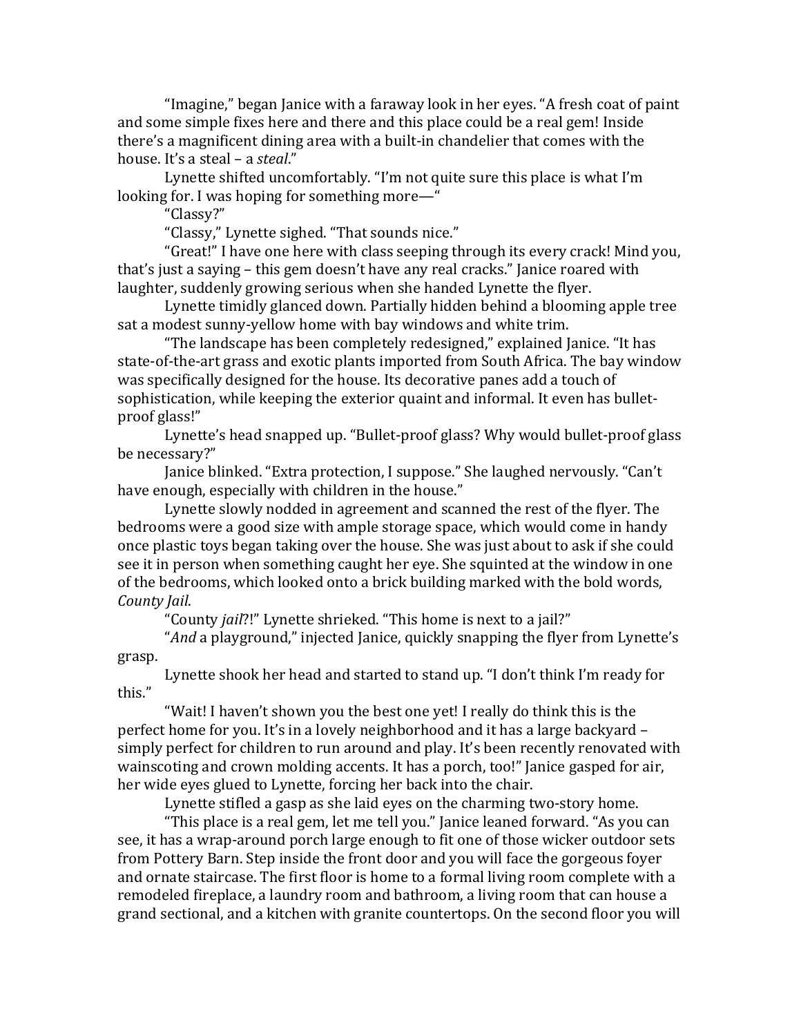"Imagine," began Janice with a faraway look in her eyes. "A fresh coat of paint and some simple fixes here and there and this place could be a real gem! Inside there's a magnificent dining area with a built-in chandelier that comes with the house. It's a steal – a *steal*."

Lynette shifted uncomfortably. "I'm not quite sure this place is what I'm looking for. I was hoping for something more—"

"Classy?"

"Classy," Lynette sighed. "That sounds nice."

"Great!" I have one here with class seeping through its every crack! Mind you, that's just a saying – this gem doesn't have any real cracks." Janice roared with laughter, suddenly growing serious when she handed Lynette the flyer.

Lynette timidly glanced down. Partially hidden behind a blooming apple tree sat a modest sunny-yellow home with bay windows and white trim.

"The landscape has been completely redesigned," explained Janice. "It has state-of-the-art grass and exotic plants imported from South Africa. The bay window was specifically designed for the house. Its decorative panes add a touch of sophistication, while keeping the exterior quaint and informal. It even has bullet-proof glass!"

Lynette's head snapped up. "Bullet-proof glass? Why would bullet-proof glass be necessary?"

Janice blinked. "Extra protection, I suppose." She laughed nervously. "Can't have enough, especially with children in the house."

Lynette slowly nodded in agreement and scanned the rest of the flyer. The bedrooms were a good size with ample storage space, which would come in handy once plastic toys began taking over the house. She was just about to ask if she could see it in person when something caught her eye. She squinted at the window in one of the bedrooms, which looked onto a brick building marked with the bold words, *County Jail*.

"County *jail*?!" Lynette shrieked. "This home is next to a jail?"

"*And* a playground," injected Janice, quickly snapping the flyer from Lynette's grasp.

Lynette shook her head and started to stand up. "I don't think I'm ready for this."

"Wait! I haven't shown you the best one yet! I really do think this is the perfect home for you. It's in a lovely neighborhood and it has a large backyard – simply perfect for children to run around and play. It's been recently renovated with wainscoting and crown molding accents. It has a porch, too!" Janice gasped for air, her wide eyes glued to Lynette, forcing her back into the chair.

Lynette stifled a gasp as she laid eyes on the charming two-story home.

"This place is a real gem, let me tell you." Janice leaned forward. "As you can see, it has a wrap-around porch large enough to fit one of those wicker outdoor sets from Pottery Barn. Step inside the front door and you will face the gorgeous foyer and ornate staircase. The first floor is home to a formal living room complete with a remodeled fireplace, a laundry room and bathroom, a living room that can house a grand sectional, and a kitchen with granite countertops. On the second floor you will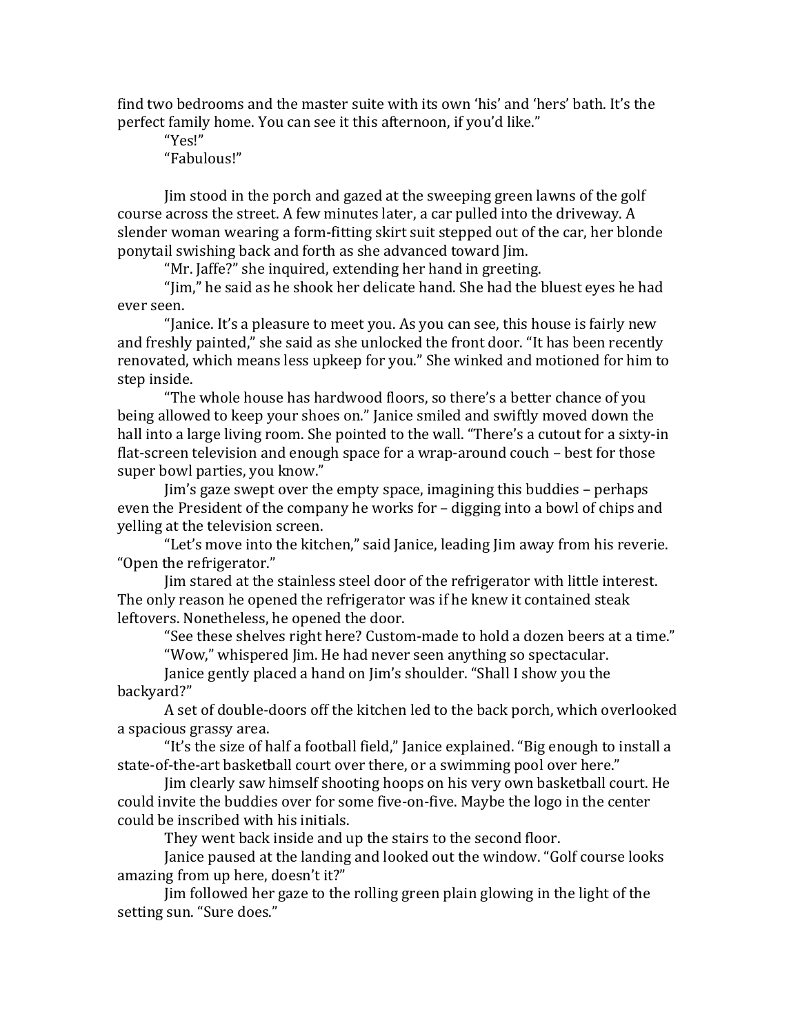find two bedrooms and the master suite with its own 'his' and 'hers' bath. It's the perfect family home. You can see it this afternoon, if you'd like."

"Yes!"

"Fabulous!"

Jim stood in the porch and gazed at the sweeping green lawns of the golf course across the street. A few minutes later, a car pulled into the driveway. A slender woman wearing a form-fitting skirt suit stepped out of the car, her blonde ponytail swishing back and forth as she advanced toward Jim.

"Mr. Jaffe?" she inquired, extending her hand in greeting.

"Jim," he said as he shook her delicate hand. She had the bluest eyes he had ever seen.

"Janice. It's a pleasure to meet you. As you can see, this house is fairly new and freshly painted," she said as she unlocked the front door. "It has been recently renovated, which means less upkeep for you." She winked and motioned for him to step inside.

"The whole house has hardwood floors, so there's a better chance of you being allowed to keep your shoes on." Janice smiled and swiftly moved down the hall into a large living room. She pointed to the wall. "There's a cutout for a sixty-in flat-screen television and enough space for a wrap-around couch – best for those super bowl parties, you know."

Jim's gaze swept over the empty space, imagining this buddies – perhaps even the President of the company he works for – digging into a bowl of chips and yelling at the television screen.

"Let's move into the kitchen," said Janice, leading Jim away from his reverie. "Open the refrigerator."

Jim stared at the stainless steel door of the refrigerator with little interest. The only reason he opened the refrigerator was if he knew it contained steak leftovers. Nonetheless, he opened the door.

"See these shelves right here? Custom-made to hold a dozen beers at a time."

"Wow," whispered Jim. He had never seen anything so spectacular.

Janice gently placed a hand on Jim's shoulder. "Shall I show you the backyard?"

A set of double-doors off the kitchen led to the back porch, which overlooked a spacious grassy area.

"It's the size of half a football field," Janice explained. "Big enough to install a state-of-the-art basketball court over there, or a swimming pool over here."

Jim clearly saw himself shooting hoops on his very own basketball court. He could invite the buddies over for some five-on-five. Maybe the logo in the center could be inscribed with his initials.

They went back inside and up the stairs to the second floor.

Janice paused at the landing and looked out the window. "Golf course looks amazing from up here, doesn't it?"

Jim followed her gaze to the rolling green plain glowing in the light of the setting sun. "Sure does."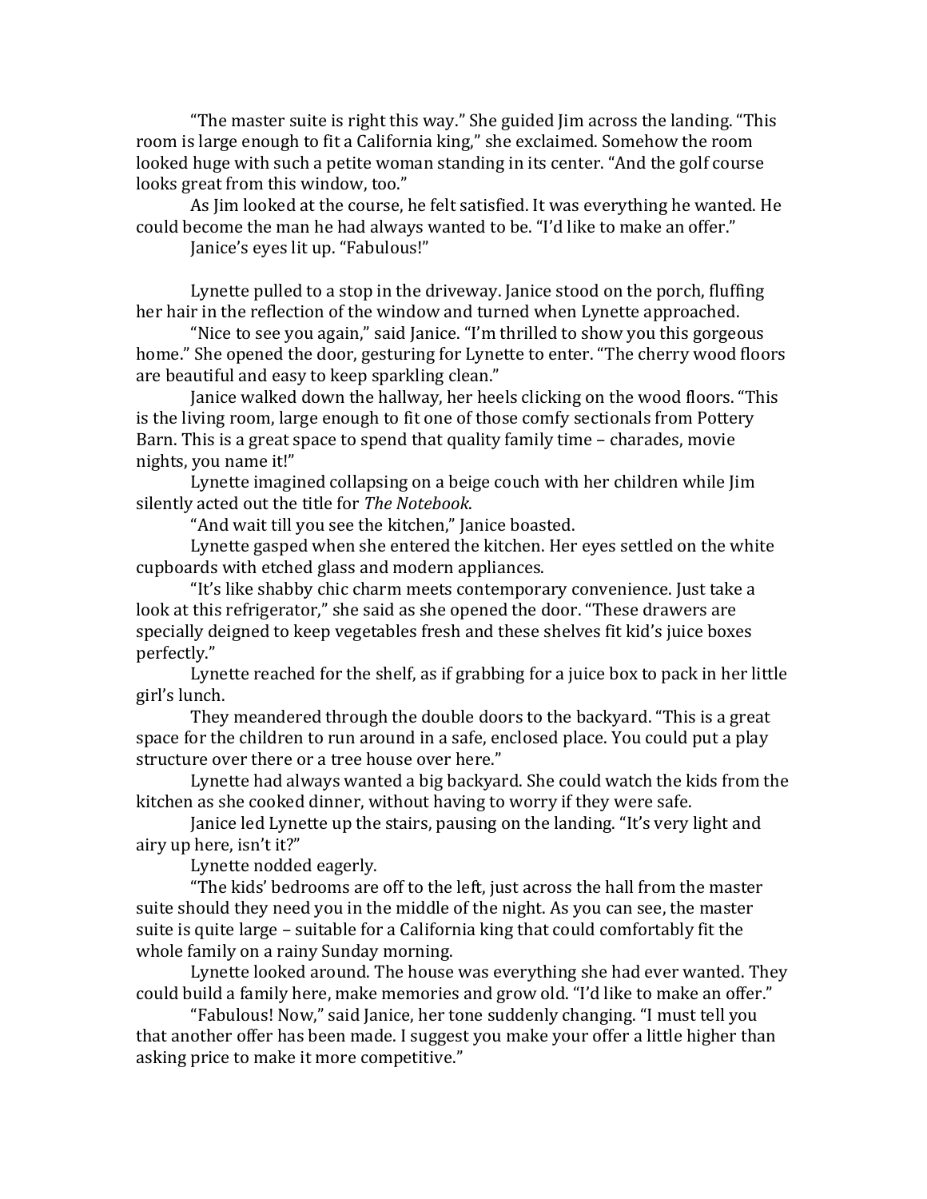"The master suite is right this way." She guided Jim across the landing. "This room is large enough to fit a California king," she exclaimed. Somehow the room looked huge with such a petite woman standing in its center. "And the golf course looks great from this window, too."

As Jim looked at the course, he felt satisfied. It was everything he wanted. He could become the man he had always wanted to be. "I'd like to make an offer."

Janice's eyes lit up. "Fabulous!"

Lynette pulled to a stop in the driveway. Janice stood on the porch, fluffing her hair in the reflection of the window and turned when Lynette approached.

"Nice to see you again," said Janice. "I'm thrilled to show you this gorgeous home." She opened the door, gesturing for Lynette to enter. "The cherry wood floors are beautiful and easy to keep sparkling clean."

Janice walked down the hallway, her heels clicking on the wood floors. "This is the living room, large enough to fit one of those comfy sectionals from Pottery Barn. This is a great space to spend that quality family time – charades, movie nights, you name it!"

Lynette imagined collapsing on a beige couch with her children while Jim silently acted out the title for *The Notebook*.

"And wait till you see the kitchen," Janice boasted.

Lynette gasped when she entered the kitchen. Her eyes settled on the white cupboards with etched glass and modern appliances.

"It's like shabby chic charm meets contemporary convenience. Just take a look at this refrigerator," she said as she opened the door. "These drawers are specially deigned to keep vegetables fresh and these shelves fit kid's juice boxes perfectly."

Lynette reached for the shelf, as if grabbing for a juice box to pack in her little girl's lunch.

They meandered through the double doors to the backyard. "This is a great space for the children to run around in a safe, enclosed place. You could put a play structure over there or a tree house over here."

Lynette had always wanted a big backyard. She could watch the kids from the kitchen as she cooked dinner, without having to worry if they were safe.

Janice led Lynette up the stairs, pausing on the landing. "It's very light and airy up here, isn't it?"

Lynette nodded eagerly.

"The kids' bedrooms are off to the left, just across the hall from the master suite should they need you in the middle of the night. As you can see, the master suite is quite large – suitable for a California king that could comfortably fit the whole family on a rainy Sunday morning.

Lynette looked around. The house was everything she had ever wanted. They could build a family here, make memories and grow old. "I'd like to make an offer."

"Fabulous! Now," said Janice, her tone suddenly changing. "I must tell you that another offer has been made. I suggest you make your offer a little higher than asking price to make it more competitive."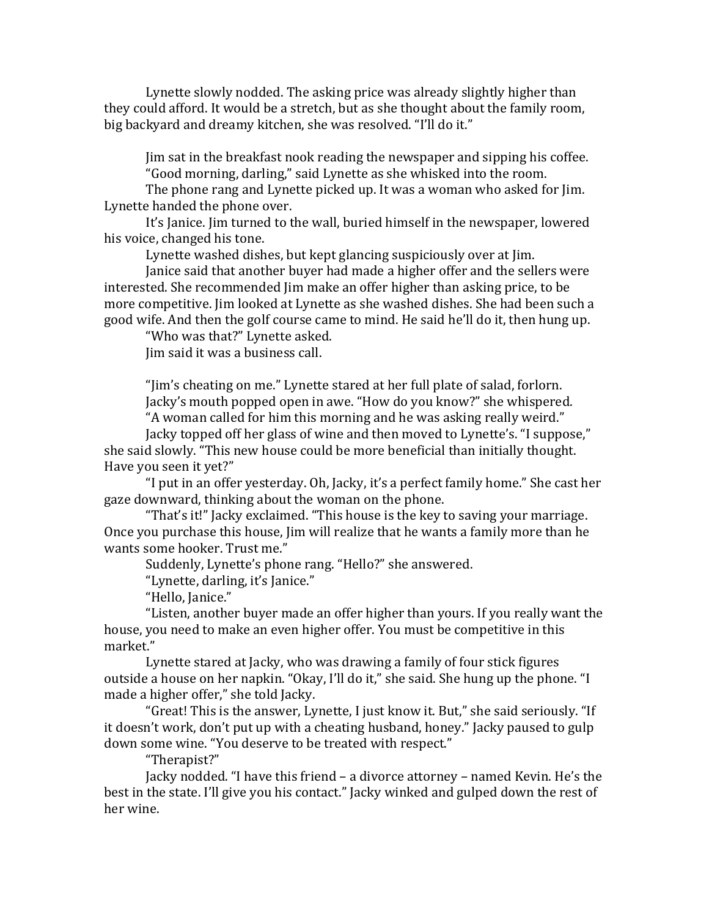Lynette slowly nodded. The asking price was already slightly higher than they could afford. It would be a stretch, but as she thought about the family room, big backyard and dreamy kitchen, she was resolved. "I'll do it."

Jim sat in the breakfast nook reading the newspaper and sipping his coffee.

"Good morning, darling," said Lynette as she whisked into the room.

The phone rang and Lynette picked up. It was a woman who asked for Jim. Lynette handed the phone over.

It's Janice. Jim turned to the wall, buried himself in the newspaper, lowered his voice, changed his tone.

Lynette washed dishes, but kept glancing suspiciously over at Jim.

Janice said that another buyer had made a higher offer and the sellers were interested. She recommended Jim make an offer higher than asking price, to be more competitive. Jim looked at Lynette as she washed dishes. She had been such a good wife. And then the golf course came to mind. He said he'll do it, then hung up.

"Who was that?" Lynette asked.

Jim said it was a business call.

"Jim's cheating on me." Lynette stared at her full plate of salad, forlorn.

Jacky's mouth popped open in awe. "How do you know?" she whispered.

"A woman called for him this morning and he was asking really weird."

Jacky topped off her glass of wine and then moved to Lynette's. "I suppose," she said slowly. "This new house could be more beneficial than initially thought. Have you seen it yet?"

"I put in an offer yesterday. Oh, Jacky, it's a perfect family home." She cast her gaze downward, thinking about the woman on the phone.

"That's it!" Jacky exclaimed. "This house is the key to saving your marriage. Once you purchase this house, Jim will realize that he wants a family more than he wants some hooker. Trust me."

Suddenly, Lynette's phone rang. "Hello?" she answered.

"Lynette, darling, it's Janice."

"Hello, Janice."

"Listen, another buyer made an offer higher than yours. If you really want the house, you need to make an even higher offer. You must be competitive in this market."

Lynette stared at Jacky, who was drawing a family of four stick figures outside a house on her napkin. "Okay, I'll do it," she said. She hung up the phone. "I made a higher offer," she told Jacky.

"Great! This is the answer, Lynette, I just know it. But," she said seriously. "If it doesn't work, don't put up with a cheating husband, honey." Jacky paused to gulp down some wine. "You deserve to be treated with respect."

"Therapist?"

Jacky nodded. "I have this friend – a divorce attorney – named Kevin. He's the best in the state. I'll give you his contact." Jacky winked and gulped down the rest of her wine.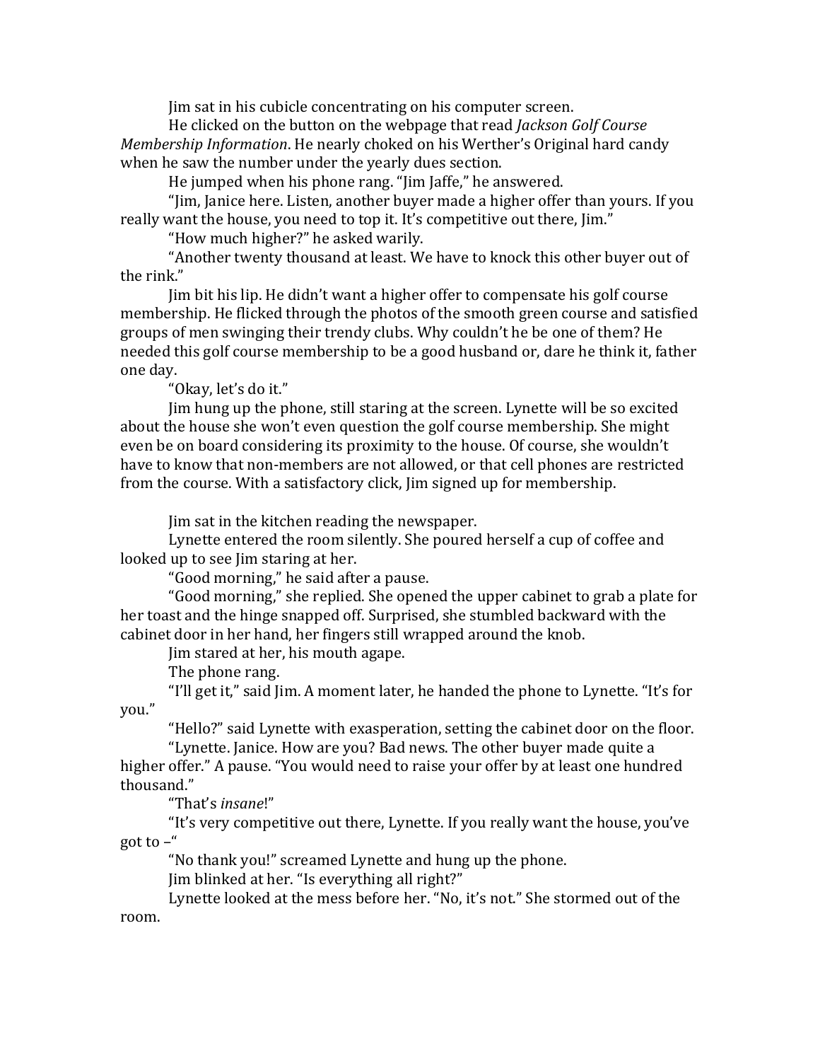Jim sat in his cubicle concentrating on his computer screen.

He clicked on the button on the webpage that read *Jackson Golf Course Membership Information*. He nearly choked on his Werther's Original hard candy when he saw the number under the yearly dues section.

He jumped when his phone rang. "Jim Jaffe," he answered.

"Jim, Janice here. Listen, another buyer made a higher offer than yours. If you really want the house, you need to top it. It's competitive out there, Jim."

"How much higher?" he asked warily.

"Another twenty thousand at least. We have to knock this other buyer out of the rink."

Jim bit his lip. He didn't want a higher offer to compensate his golf course membership. He flicked through the photos of the smooth green course and satisfied groups of men swinging their trendy clubs. Why couldn't he be one of them? He needed this golf course membership to be a good husband or, dare he think it, father one day.

"Okay, let's do it."

Jim hung up the phone, still staring at the screen. Lynette will be so excited about the house she won't even question the golf course membership. She might even be on board considering its proximity to the house. Of course, she wouldn't have to know that non-members are not allowed, or that cell phones are restricted from the course. With a satisfactory click, Jim signed up for membership.

Jim sat in the kitchen reading the newspaper.

Lynette entered the room silently. She poured herself a cup of coffee and looked up to see Jim staring at her.

"Good morning," he said after a pause.

"Good morning," she replied. She opened the upper cabinet to grab a plate for her toast and the hinge snapped off. Surprised, she stumbled backward with the cabinet door in her hand, her fingers still wrapped around the knob.

Jim stared at her, his mouth agape.

The phone rang.

"I'll get it," said Jim. A moment later, he handed the phone to Lynette. "It's for you."

"Hello?" said Lynette with exasperation, setting the cabinet door on the floor.

"Lynette. Janice. How are you? Bad news. The other buyer made quite a higher offer." A pause. "You would need to raise your offer by at least one hundred thousand."

"That's *insane*!"

"It's very competitive out there, Lynette. If you really want the house, you've got to –"

"No thank you!" screamed Lynette and hung up the phone.

Jim blinked at her. "Is everything all right?"

Lynette looked at the mess before her. "No, it's not." She stormed out of the room.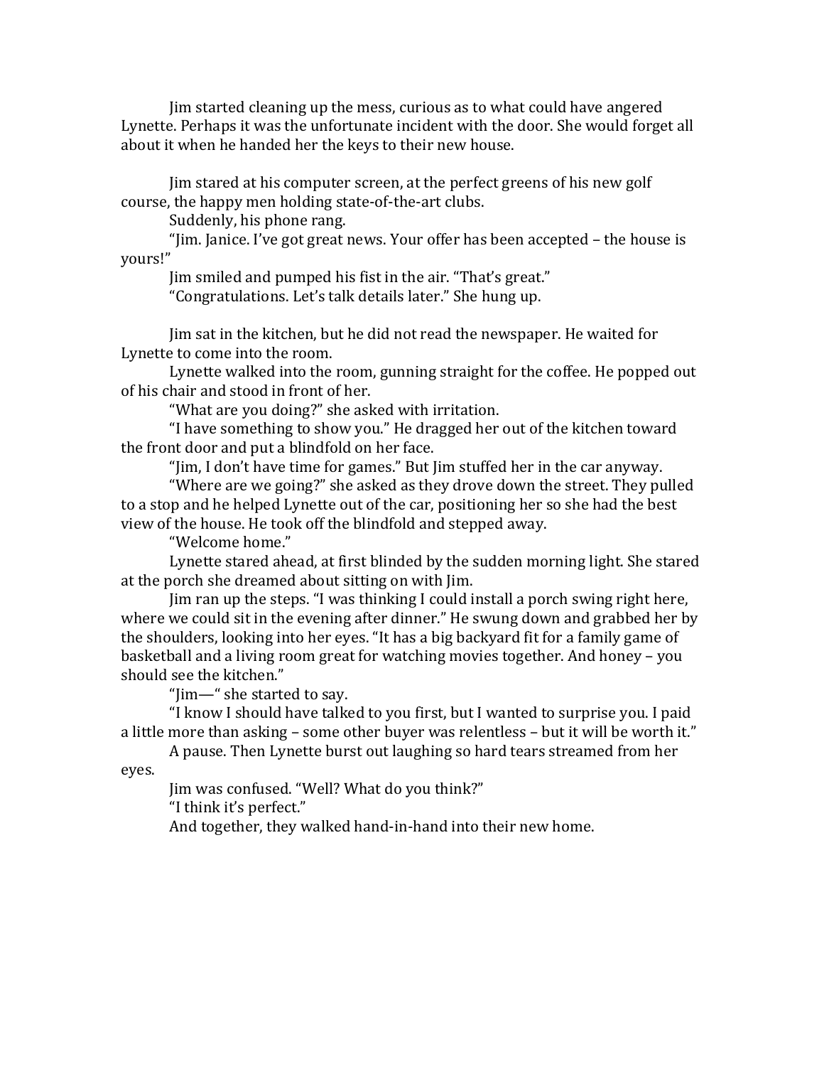Jim started cleaning up the mess, curious as to what could have angered Lynette. Perhaps it was the unfortunate incident with the door. She would forget all about it when he handed her the keys to their new house.

Jim stared at his computer screen, at the perfect greens of his new golf course, the happy men holding state-of-the-art clubs.

Suddenly, his phone rang.

"Jim. Janice. I've got great news. Your offer has been accepted – the house is yours!"

Jim smiled and pumped his fist in the air. "That's great."

"Congratulations. Let's talk details later." She hung up.

Jim sat in the kitchen, but he did not read the newspaper. He waited for Lynette to come into the room.

Lynette walked into the room, gunning straight for the coffee. He popped out of his chair and stood in front of her.

"What are you doing?" she asked with irritation.

"I have something to show you." He dragged her out of the kitchen toward the front door and put a blindfold on her face.

"Jim, I don't have time for games." But Jim stuffed her in the car anyway.

"Where are we going?" she asked as they drove down the street. They pulled to a stop and he helped Lynette out of the car, positioning her so she had the best view of the house. He took off the blindfold and stepped away.

"Welcome home."

Lynette stared ahead, at first blinded by the sudden morning light. She stared at the porch she dreamed about sitting on with Jim.

Jim ran up the steps. "I was thinking I could install a porch swing right here, where we could sit in the evening after dinner." He swung down and grabbed her by the shoulders, looking into her eyes. "It has a big backyard fit for a family game of basketball and a living room great for watching movies together. And honey – you should see the kitchen."

"Jim—" she started to say.

"I know I should have talked to you first, but I wanted to surprise you. I paid a little more than asking – some other buyer was relentless – but it will be worth it."

A pause. Then Lynette burst out laughing so hard tears streamed from her eyes.

Jim was confused. "Well? What do you think?"

"I think it's perfect."

And together, they walked hand-in-hand into their new home.